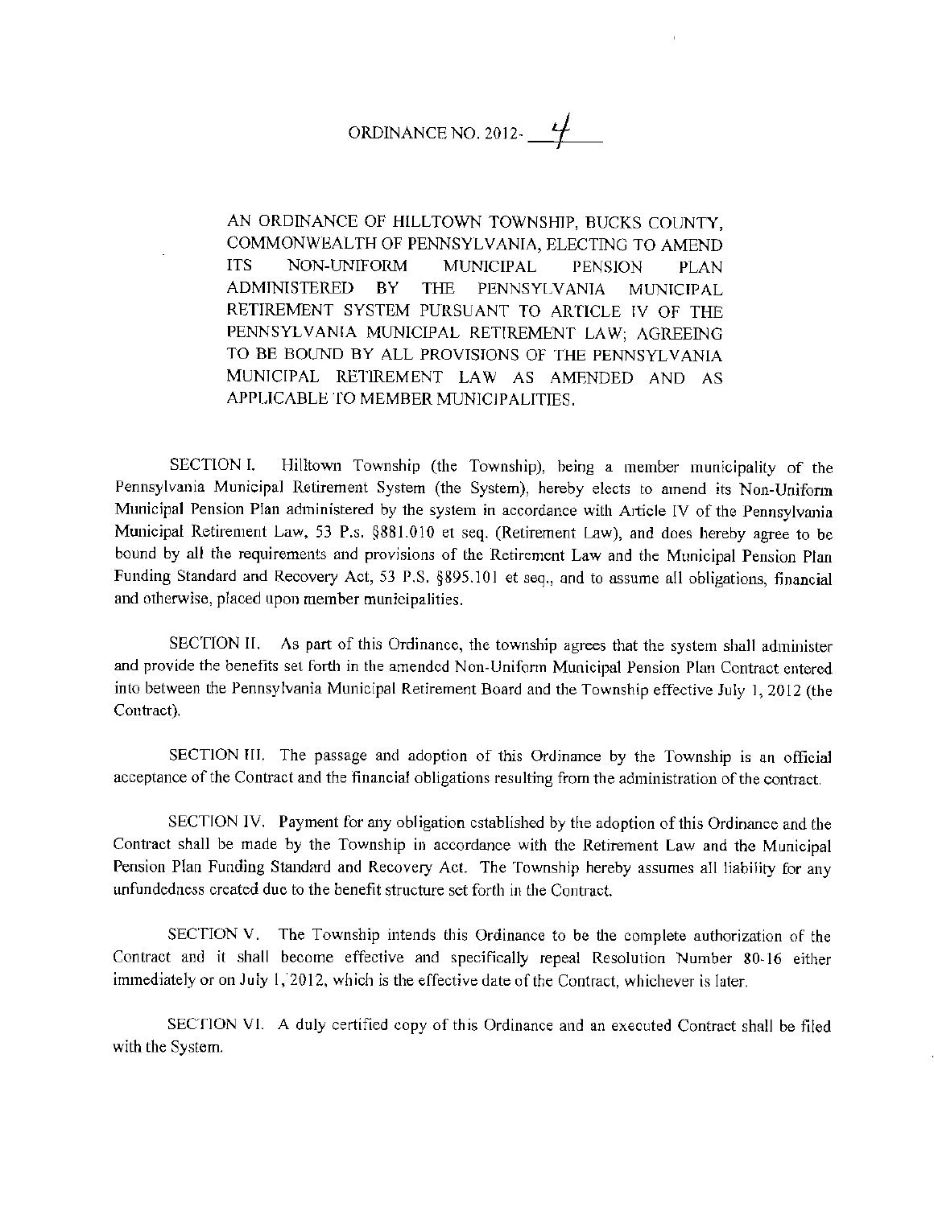# ORDINANCE NO. 2012- 4

AN ORDINANCE OF HILLTOWN TOWNSHIP, BUCKS COUNTY, COMMONWEALTH OF PENNSYLVANIA, ELECTING TO AMEND ITS NON-UNIFORM MUNICIPAL PENSION PLAN ADMINISTERED BY THE PENNSYLVANIA MUNICIPAL RETIREMENT SYSTEM PURSUANT TO ARTICLE IV OF THE PENNSYLVANIA MUNICIPAL RETIREMENT LAW; AGREEING TO BE BOUND BY ALL PROVISIONS OF THE PENNSYLVANIA MUNICIPAL RETIREMENT LAW AS AMENDED AND AS APPLICABLE TO MEMBER MUNICIPALITIES.

SECTION I. Hilltown Township (the Township), being a member municipality of the Pennsylvania Municipal Retirement System (the System), hereby elects to amend its Non-Uniform Municipal Pension Plan administered by the system in accordance with Article IV of the Pennsylvania Municipal Retirement Law, 53 P.s. §881.010 et seq. (Retirement Law), and does hereby agree to be bound by all the requirements and provisions of the Retirement Law and the Municipal Pension Plan Funding Standard and Recovery Act, 53 P.S. §895.101 et seq., and to assume all obligations, financial and otherwise, placed upon member municipalities.

SECTION II. As part of this Ordinance, the township agrees that the system shall administer and provide the benefits set forth in the amended Non-Uniform Municipal Pension Plan Contract entered into between the Pennsylvania Municipal Retirement Board and the Township effective July 1, 2012 (the Contract).

SECTION III. The passage and adoption of this Ordinance by the Township is an official acceptance of the Contract and the financial obligations resulting from the administration of the contract.

SECTION IV. Payment for any obligation established by the adoption of this Ordinance and the Contract shall be made by the Township in accordance with the Retirement Law and the Municipal Pension Plan Funding Standard and Recovery Act. The Township hereby assumes all liability for any unfundedness created due to the benefit structure set forth in the Contract.

SECTION V. The Township intends this Ordinance to be the complete authorization of the Contract and it shall become effective and specifically repeal Resolution Number 80-16 either immediately or on July 1, 2012, which is the effective date of the Contract, whichever is later.

SECTION VI. A duly certified copy of this Ordinance and an executed Contract shall be filed with the System.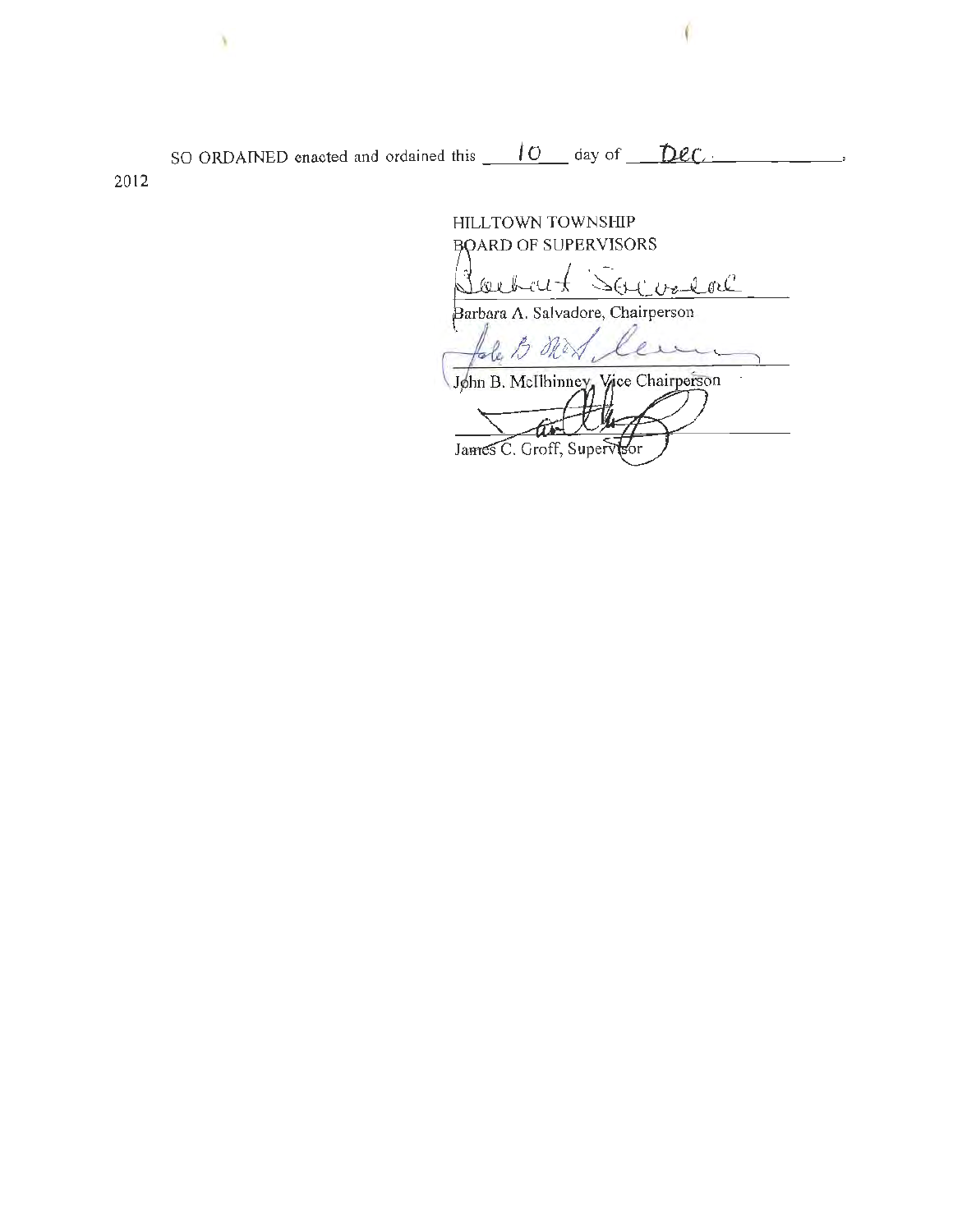SO ORDAINED enacted and ordained this 10 day of Dec.,
2012

HILLTOWN TOWNSHIP
BOARD OF SUPERVISORS

Barbara A. Salvadore, Chairperson

John B. McIlhinney, Vice Chairperson

James C. Groff, Supervisor